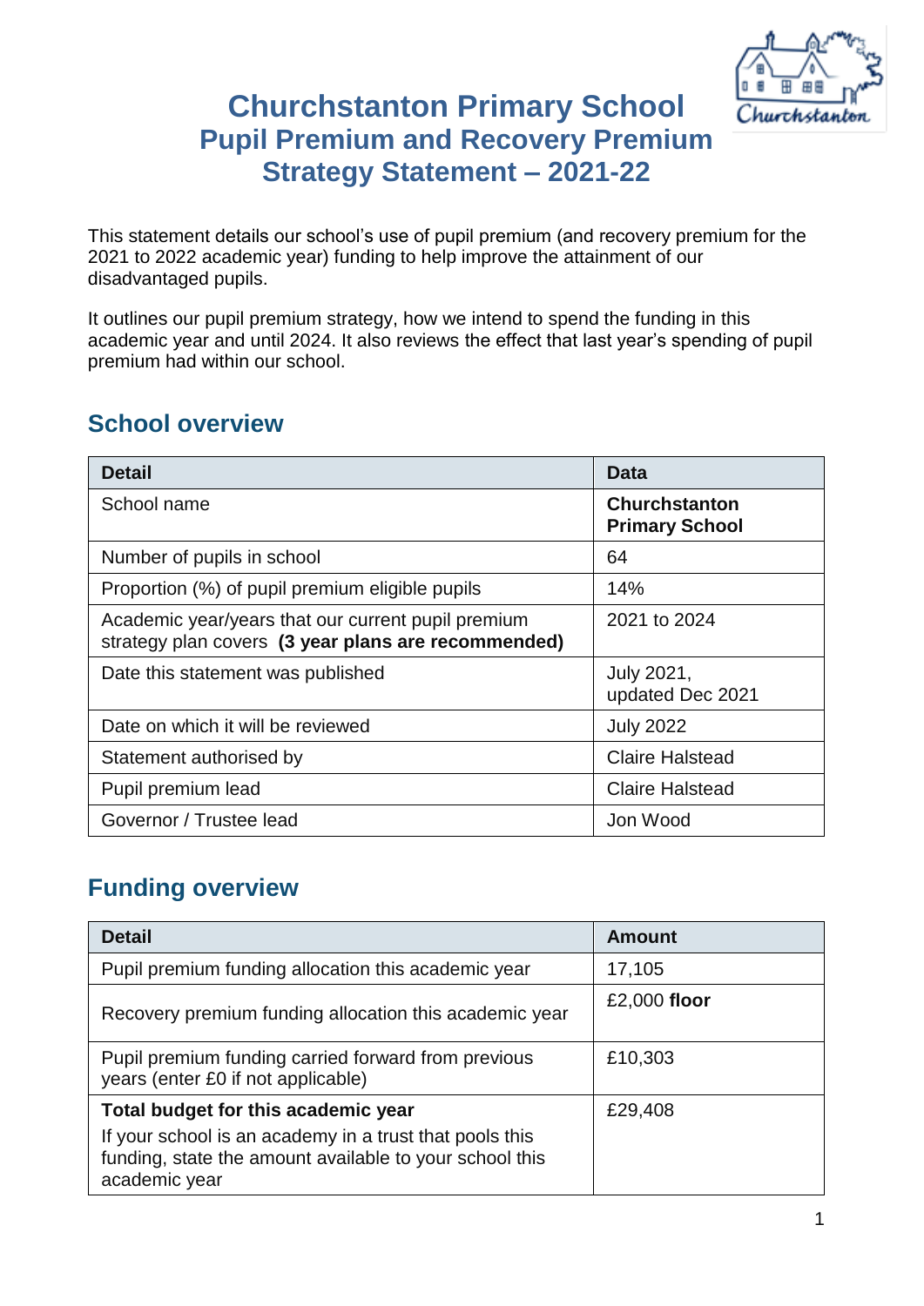# Churchstanton Primary School
## Pupil Premium and Recovery Premium Strategy Statement – 2021-22

This statement details our school's use of pupil premium (and recovery premium for the 2021 to 2022 academic year) funding to help improve the attainment of our disadvantaged pupils.

It outlines our pupil premium strategy, how we intend to spend the funding in this academic year and until 2024. It also reviews the effect that last year's spending of pupil premium had within our school.

## School overview

| Detail | Data |
|---|---|
| School name | **Churchstanton Primary School** |
| Number of pupils in school | 64 |
| Proportion (%) of pupil premium eligible pupils | 14% |
| Academic year/years that our current pupil premium strategy plan covers **(3 year plans are recommended)** | 2021 to 2024 |
| Date this statement was published | July 2021, updated Dec 2021 |
| Date on which it will be reviewed | July 2022 |
| Statement authorised by | Claire Halstead |
| Pupil premium lead | Claire Halstead |
| Governor / Trustee lead | Jon Wood |

## Funding overview

| Detail | Amount |
|---|---|
| Pupil premium funding allocation this academic year | 17,105 |
| Recovery premium funding allocation this academic year | £2,000 **floor** |
| Pupil premium funding carried forward from previous years (enter £0 if not applicable) | £10,303 |
| **Total budget for this academic year** If your school is an academy in a trust that pools this funding, state the amount available to your school this academic year | £29,408 |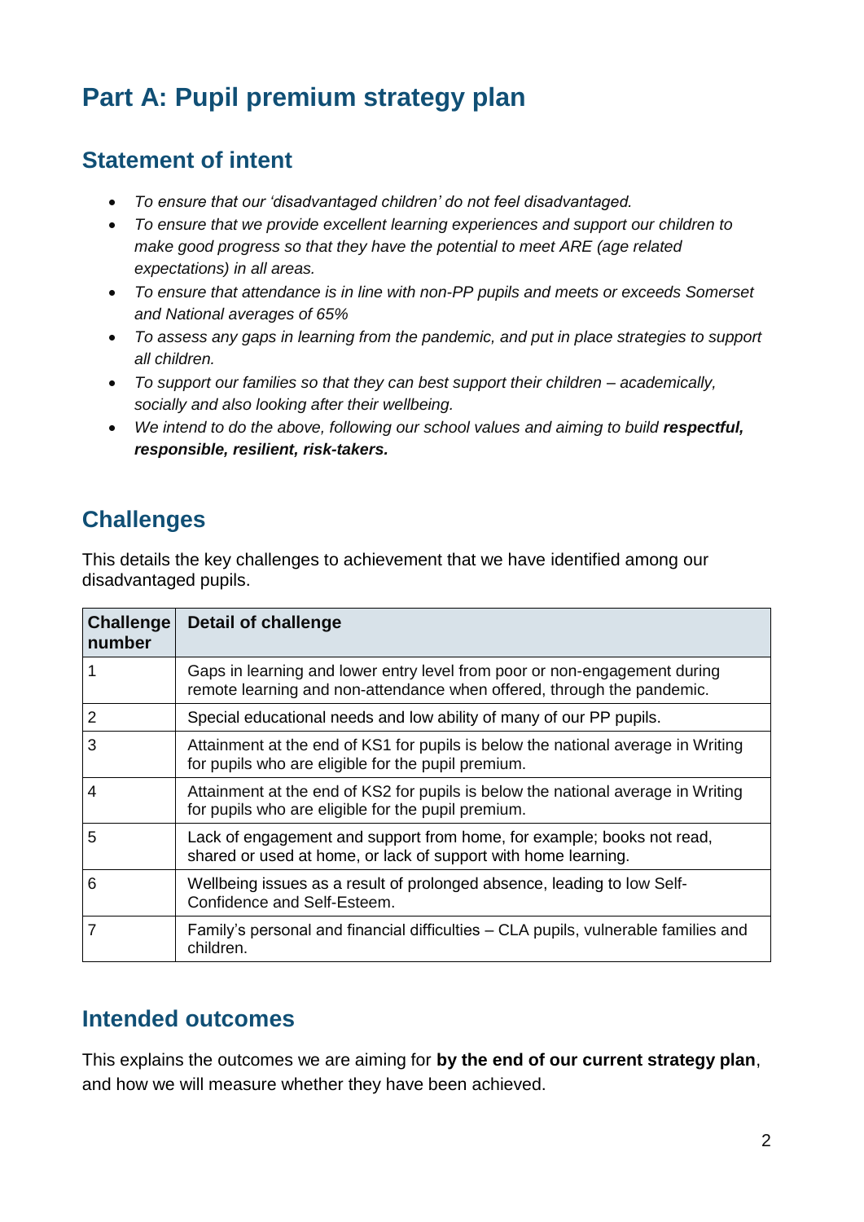# Part A: Pupil premium strategy plan

## Statement of intent

- *To ensure that our 'disadvantaged children' do not feel disadvantaged.*
- *To ensure that we provide excellent learning experiences and support our children to make good progress so that they have the potential to meet ARE (age related expectations) in all areas.*
- *To ensure that attendance is in line with non-PP pupils and meets or exceeds Somerset and National averages of 65%*
- *To assess any gaps in learning from the pandemic, and put in place strategies to support all children.*
- *To support our families so that they can best support their children – academically, socially and also looking after their wellbeing.*
- *We intend to do the above, following our school values and aiming to build* ***respectful, responsible, resilient, risk-takers.***

## Challenges

This details the key challenges to achievement that we have identified among our disadvantaged pupils.

| Challenge number | Detail of challenge |
|---|---|
| 1 | Gaps in learning and lower entry level from poor or non-engagement during remote learning and non-attendance when offered, through the pandemic. |
| 2 | Special educational needs and low ability of many of our PP pupils. |
| 3 | Attainment at the end of KS1 for pupils is below the national average in Writing for pupils who are eligible for the pupil premium. |
| 4 | Attainment at the end of KS2 for pupils is below the national average in Writing for pupils who are eligible for the pupil premium. |
| 5 | Lack of engagement and support from home, for example; books not read, shared or used at home, or lack of support with home learning. |
| 6 | Wellbeing issues as a result of prolonged absence, leading to low Self-Confidence and Self-Esteem. |
| 7 | Family's personal and financial difficulties – CLA pupils, vulnerable families and children. |

## Intended outcomes

This explains the outcomes we are aiming for **by the end of our current strategy plan**, and how we will measure whether they have been achieved.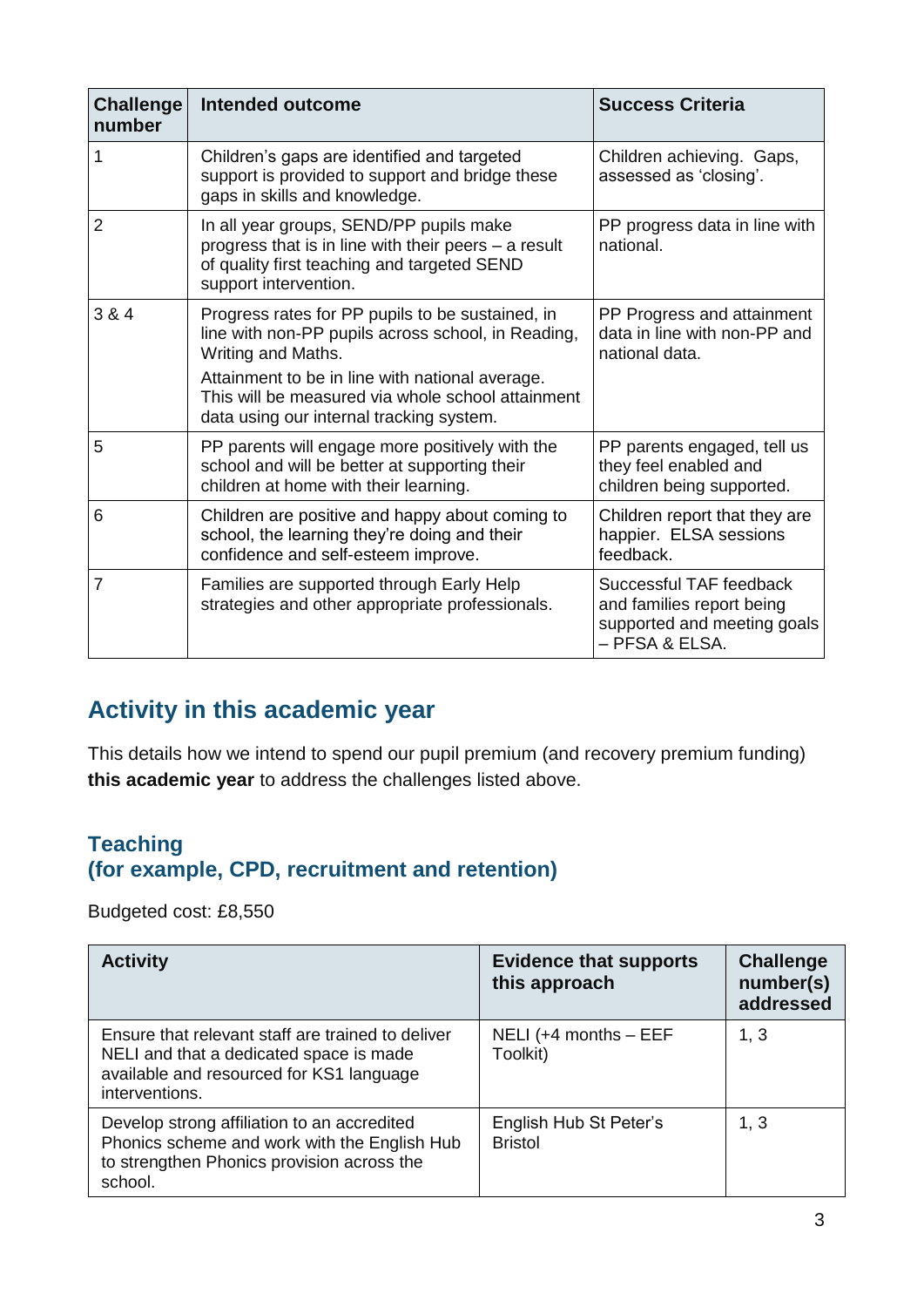| Challenge number | Intended outcome | Success Criteria |
|---|---|---|
| 1 | Children's gaps are identified and targeted support is provided to support and bridge these gaps in skills and knowledge. | Children achieving. Gaps, assessed as 'closing'. |
| 2 | In all year groups, SEND/PP pupils make progress that is in line with their peers – a result of quality first teaching and targeted SEND support intervention. | PP progress data in line with national. |
| 3 & 4 | Progress rates for PP pupils to be sustained, in line with non-PP pupils across school, in Reading, Writing and Maths.<br>Attainment to be in line with national average. This will be measured via whole school attainment data using our internal tracking system. | PP Progress and attainment data in line with non-PP and national data. |
| 5 | PP parents will engage more positively with the school and will be better at supporting their children at home with their learning. | PP parents engaged, tell us they feel enabled and children being supported. |
| 6 | Children are positive and happy about coming to school, the learning they're doing and their confidence and self-esteem improve. | Children report that they are happier. ELSA sessions feedback. |
| 7 | Families are supported through Early Help strategies and other appropriate professionals. | Successful TAF feedback and families report being supported and meeting goals – PFSA & ELSA. |

## Activity in this academic year

This details how we intend to spend our pupil premium (and recovery premium funding) **this academic year** to address the challenges listed above.

### Teaching
### (for example, CPD, recruitment and retention)

Budgeted cost: £8,550

| Activity | Evidence that supports this approach | Challenge number(s) addressed |
|---|---|---|
| Ensure that relevant staff are trained to deliver NELI and that a dedicated space is made available and resourced for KS1 language interventions. | NELI (+4 months – EEF Toolkit) | 1, 3 |
| Develop strong affiliation to an accredited Phonics scheme and work with the English Hub to strengthen Phonics provision across the school. | English Hub St Peter's Bristol | 1, 3 |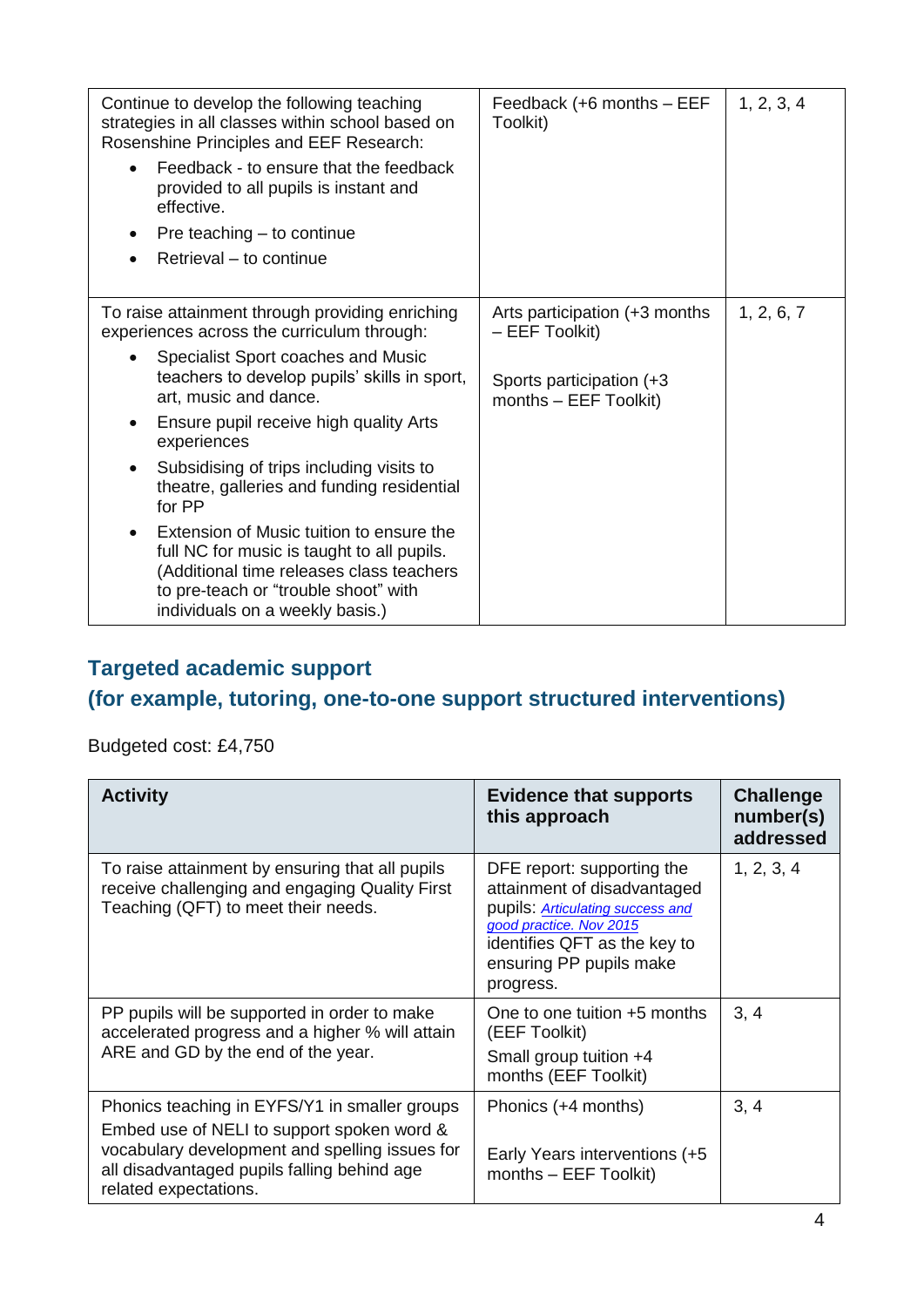| | | |
|---|---|---|
| Continue to develop the following teaching strategies in all classes within school based on Rosenshine Principles and EEF Research:<br>• Feedback - to ensure that the feedback provided to all pupils is instant and effective.<br>• Pre teaching – to continue<br>• Retrieval – to continue | Feedback (+6 months – EEF Toolkit) | 1, 2, 3, 4 |
| To raise attainment through providing enriching experiences across the curriculum through:<br>• Specialist Sport coaches and Music teachers to develop pupils' skills in sport, art, music and dance.<br>• Ensure pupil receive high quality Arts experiences<br>• Subsidising of trips including visits to theatre, galleries and funding residential for PP<br>• Extension of Music tuition to ensure the full NC for music is taught to all pupils. (Additional time releases class teachers to pre-teach or "trouble shoot" with individuals on a weekly basis.) | Arts participation (+3 months – EEF Toolkit)<br><br>Sports participation (+3 months – EEF Toolkit) | 1, 2, 6, 7 |

## Targeted academic support (for example, tutoring, one-to-one support structured interventions)

Budgeted cost: £4,750

| Activity | Evidence that supports this approach | Challenge number(s) addressed |
|---|---|---|
| To raise attainment by ensuring that all pupils receive challenging and engaging Quality First Teaching (QFT) to meet their needs. | DFE report: supporting the attainment of disadvantaged pupils: *Articulating success and good practice. Nov 2015* identifies QFT as the key to ensuring PP pupils make progress. | 1, 2, 3, 4 |
| PP pupils will be supported in order to make accelerated progress and a higher % will attain ARE and GD by the end of the year. | One to one tuition +5 months (EEF Toolkit)<br>Small group tuition +4 months (EEF Toolkit) | 3, 4 |
| Phonics teaching in EYFS/Y1 in smaller groups<br>Embed use of NELI to support spoken word & vocabulary development and spelling issues for all disadvantaged pupils falling behind age related expectations. | Phonics (+4 months)<br><br>Early Years interventions (+5 months – EEF Toolkit) | 3, 4 |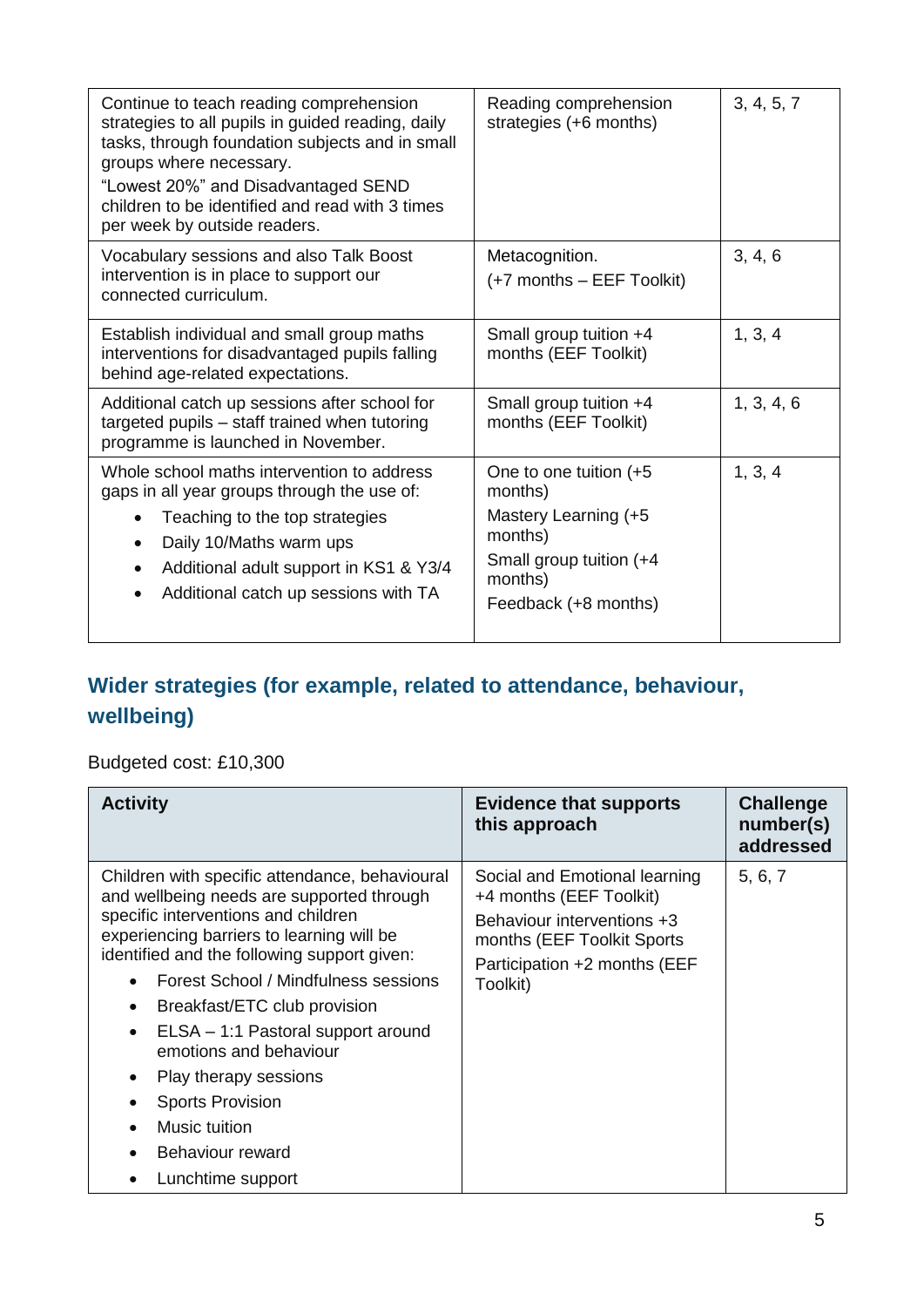| | | |
|---|---|---|
| Continue to teach reading comprehension strategies to all pupils in guided reading, daily tasks, through foundation subjects and in small groups where necessary.<br>"Lowest 20%" and Disadvantaged SEND children to be identified and read with 3 times per week by outside readers. | Reading comprehension strategies (+6 months) | 3, 4, 5, 7 |
| Vocabulary sessions and also Talk Boost intervention is in place to support our connected curriculum. | Metacognition.<br>(+7 months – EEF Toolkit) | 3, 4, 6 |
| Establish individual and small group maths interventions for disadvantaged pupils falling behind age-related expectations. | Small group tuition +4 months (EEF Toolkit) | 1, 3, 4 |
| Additional catch up sessions after school for targeted pupils – staff trained when tutoring programme is launched in November. | Small group tuition +4 months (EEF Toolkit) | 1, 3, 4, 6 |
| Whole school maths intervention to address gaps in all year groups through the use of:<br>• Teaching to the top strategies<br>• Daily 10/Maths warm ups<br>• Additional adult support in KS1 & Y3/4<br>• Additional catch up sessions with TA | One to one tuition (+5 months)<br>Mastery Learning (+5 months)<br>Small group tuition (+4 months)<br>Feedback (+8 months) | 1, 3, 4 |

## Wider strategies (for example, related to attendance, behaviour, wellbeing)

Budgeted cost: £10,300

| Activity | Evidence that supports this approach | Challenge number(s) addressed |
|---|---|---|
| Children with specific attendance, behavioural and wellbeing needs are supported through specific interventions and children experiencing barriers to learning will be identified and the following support given:<br>• Forest School / Mindfulness sessions<br>• Breakfast/ETC club provision<br>• ELSA – 1:1 Pastoral support around emotions and behaviour<br>• Play therapy sessions<br>• Sports Provision<br>• Music tuition<br>• Behaviour reward<br>• Lunchtime support | Social and Emotional learning +4 months (EEF Toolkit)<br>Behaviour interventions +3 months (EEF Toolkit Sports<br>Participation +2 months (EEF Toolkit) | 5, 6, 7 |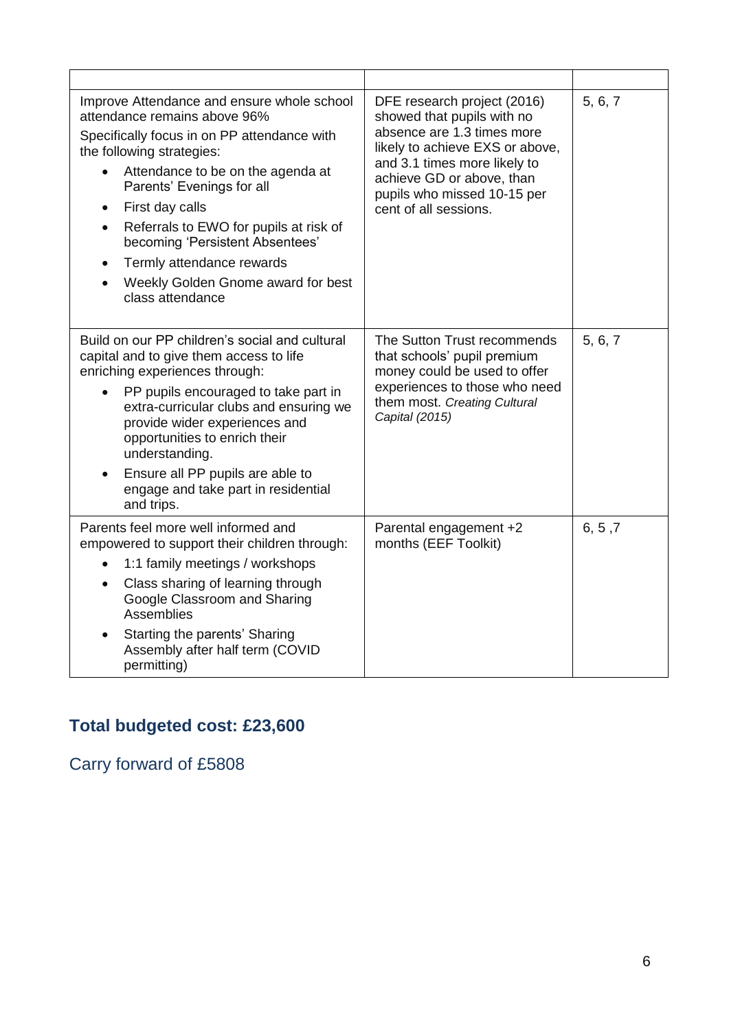| | | |
|---|---|---|
| Improve Attendance and ensure whole school attendance remains above 96%<br>Specifically focus in on PP attendance with the following strategies:<br>• Attendance to be on the agenda at Parents' Evenings for all<br>• First day calls<br>• Referrals to EWO for pupils at risk of becoming 'Persistent Absentees'<br>• Termly attendance rewards<br>• Weekly Golden Gnome award for best class attendance | DFE research project (2016) showed that pupils with no absence are 1.3 times more likely to achieve EXS or above, and 3.1 times more likely to achieve GD or above, than pupils who missed 10-15 per cent of all sessions. | 5, 6, 7 |
| Build on our PP children's social and cultural capital and to give them access to life enriching experiences through:<br>• PP pupils encouraged to take part in extra-curricular clubs and ensuring we provide wider experiences and opportunities to enrich their understanding.<br>• Ensure all PP pupils are able to engage and take part in residential and trips. | The Sutton Trust recommends that schools' pupil premium money could be used to offer experiences to those who need them most. *Creating Cultural Capital (2015)* | 5, 6, 7 |
| Parents feel more well informed and empowered to support their children through:<br>• 1:1 family meetings / workshops<br>• Class sharing of learning through Google Classroom and Sharing Assemblies<br>• Starting the parents' Sharing Assembly after half term (COVID permitting) | Parental engagement +2 months (EEF Toolkit) | 6, 5 ,7 |

## Total budgeted cost: £23,600

Carry forward of £5808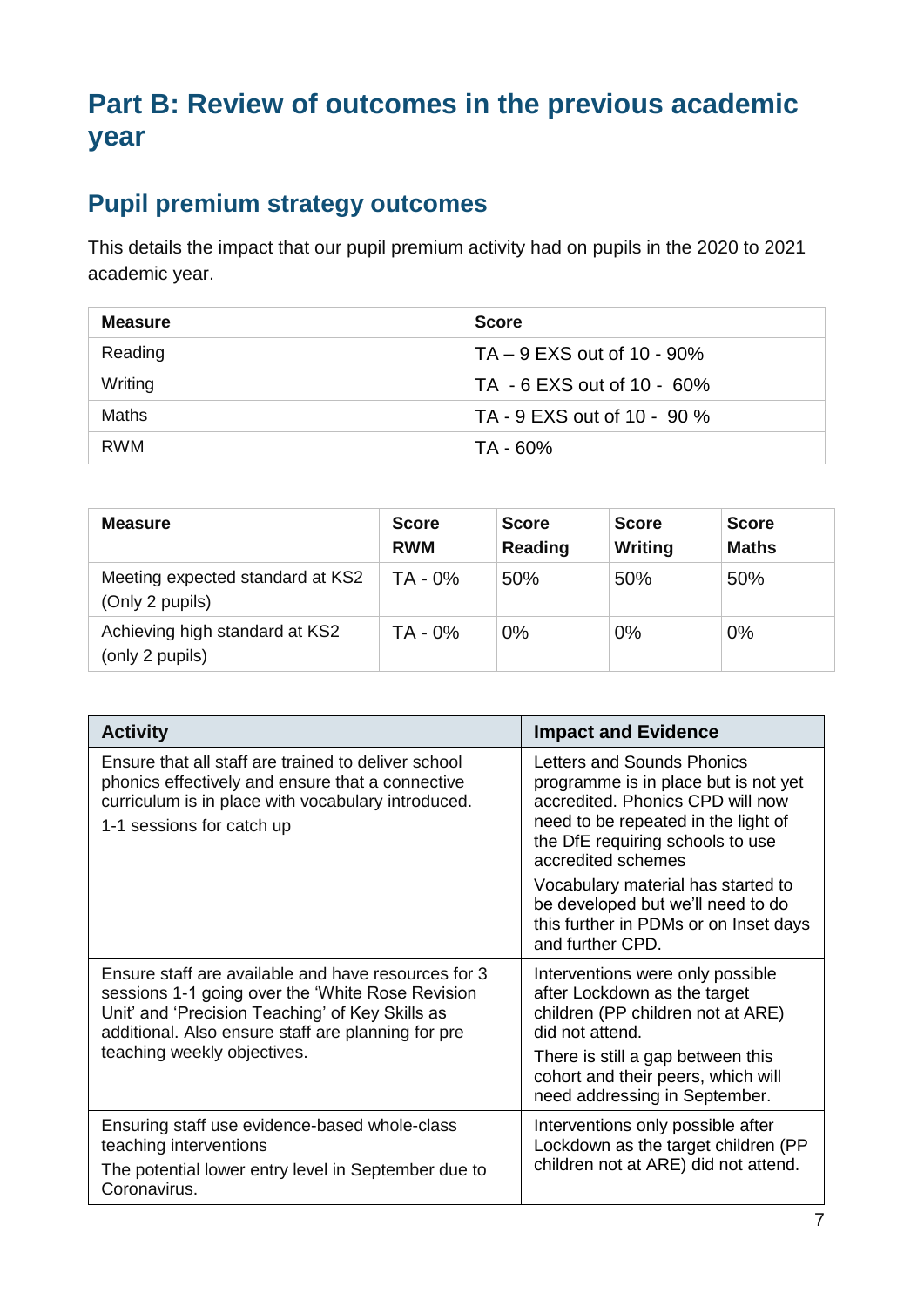# Part B: Review of outcomes in the previous academic year

## Pupil premium strategy outcomes

This details the impact that our pupil premium activity had on pupils in the 2020 to 2021 academic year.

| Measure | Score |
| --- | --- |
| Reading | TA – 9 EXS out of 10 - 90% |
| Writing | TA - 6 EXS out of 10 - 60% |
| Maths | TA - 9 EXS out of 10 - 90 % |
| RWM | TA - 60% |

| Measure | Score RWM | Score Reading | Score Writing | Score Maths |
| --- | --- | --- | --- | --- |
| Meeting expected standard at KS2 (Only 2 pupils) | TA - 0% | 50% | 50% | 50% |
| Achieving high standard at KS2 (only 2 pupils) | TA - 0% | 0% | 0% | 0% |

| Activity | Impact and Evidence |
| --- | --- |
| Ensure that all staff are trained to deliver school phonics effectively and ensure that a connective curriculum is in place with vocabulary introduced.<br>1-1 sessions for catch up | Letters and Sounds Phonics programme is in place but is not yet accredited. Phonics CPD will now need to be repeated in the light of the DfE requiring schools to use accredited schemes<br>Vocabulary material has started to be developed but we'll need to do this further in PDMs or on Inset days and further CPD. |
| Ensure staff are available and have resources for 3 sessions 1-1 going over the 'White Rose Revision Unit' and 'Precision Teaching' of Key Skills as additional. Also ensure staff are planning for pre teaching weekly objectives. | Interventions were only possible after Lockdown as the target children (PP children not at ARE) did not attend.<br>There is still a gap between this cohort and their peers, which will need addressing in September. |
| Ensuring staff use evidence-based whole-class teaching interventions<br>The potential lower entry level in September due to Coronavirus. | Interventions only possible after Lockdown as the target children (PP children not at ARE) did not attend. |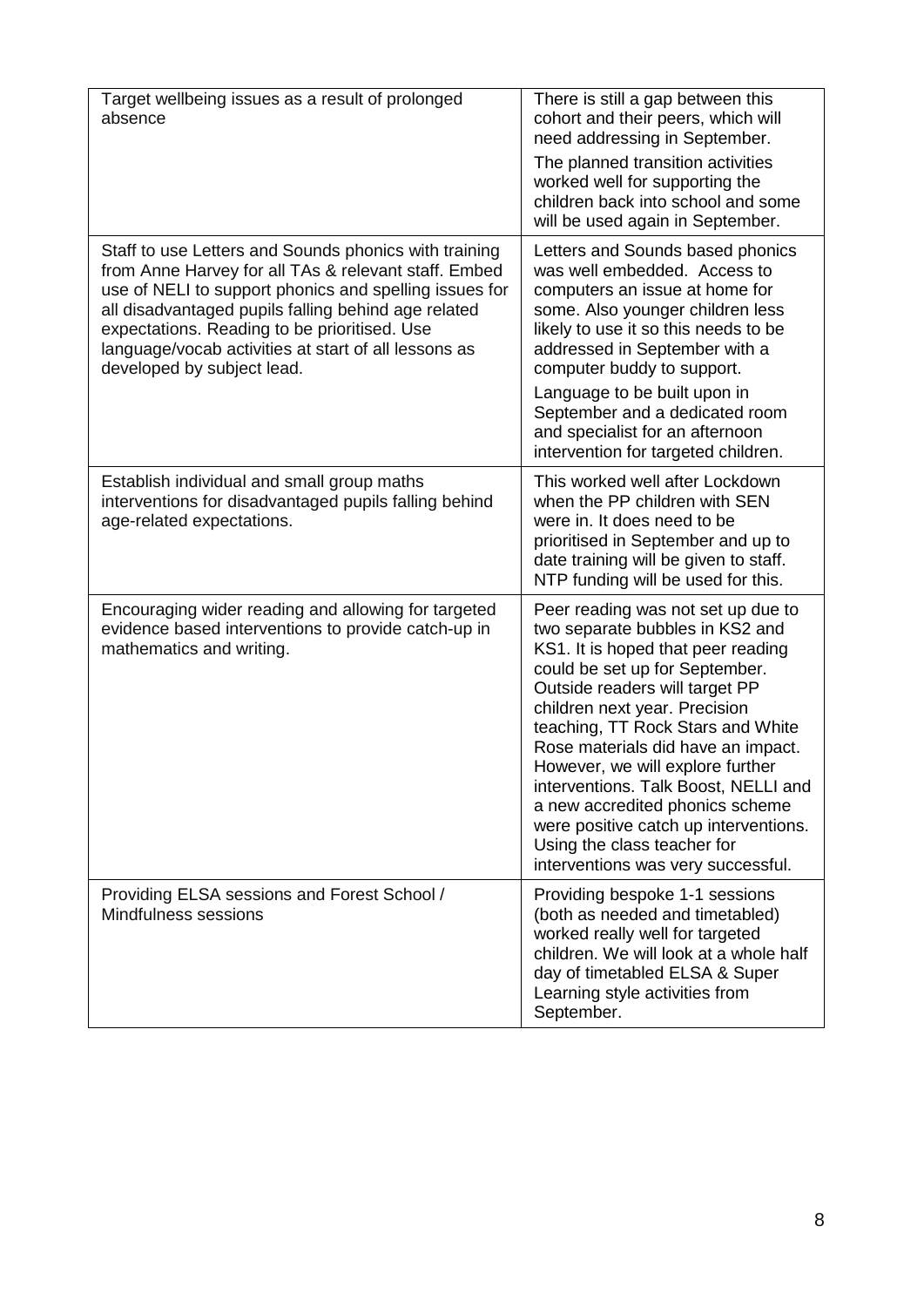| | |
|---|---|
| Target wellbeing issues as a result of prolonged absence | There is still a gap between this cohort and their peers, which will need addressing in September.<br>The planned transition activities worked well for supporting the children back into school and some will be used again in September. |
| Staff to use Letters and Sounds phonics with training from Anne Harvey for all TAs & relevant staff. Embed use of NELI to support phonics and spelling issues for all disadvantaged pupils falling behind age related expectations. Reading to be prioritised. Use language/vocab activities at start of all lessons as developed by subject lead. | Letters and Sounds based phonics was well embedded. Access to computers an issue at home for some. Also younger children less likely to use it so this needs to be addressed in September with a computer buddy to support.<br>Language to be built upon in September and a dedicated room and specialist for an afternoon intervention for targeted children. |
| Establish individual and small group maths interventions for disadvantaged pupils falling behind age-related expectations. | This worked well after Lockdown when the PP children with SEN were in. It does need to be prioritised in September and up to date training will be given to staff. NTP funding will be used for this. |
| Encouraging wider reading and allowing for targeted evidence based interventions to provide catch-up in mathematics and writing. | Peer reading was not set up due to two separate bubbles in KS2 and KS1. It is hoped that peer reading could be set up for September. Outside readers will target PP children next year. Precision teaching, TT Rock Stars and White Rose materials did have an impact. However, we will explore further interventions. Talk Boost, NELLI and a new accredited phonics scheme were positive catch up interventions. Using the class teacher for interventions was very successful. |
| Providing ELSA sessions and Forest School / Mindfulness sessions | Providing bespoke 1-1 sessions (both as needed and timetabled) worked really well for targeted children. We will look at a whole half day of timetabled ELSA & Super Learning style activities from September. |